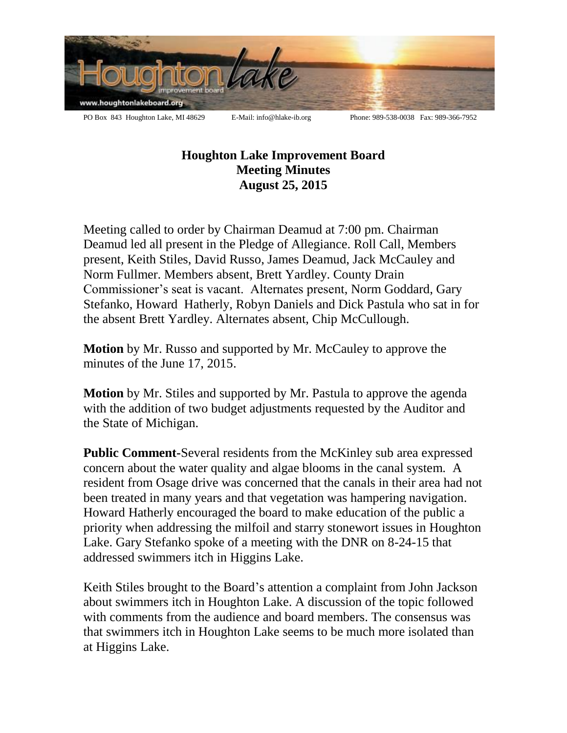PO Box 843 Houghton Lake, MI 48629 E-Mail: info@hlake-ib.org Phone: 989-538-0038 Fax: 989-366-7952

# Houghton Lake Improvement Board
## Meeting Minutes
## August 25, 2015

Meeting called to order by Chairman Deamud at 7:00 pm. Chairman Deamud led all present in the Pledge of Allegiance. Roll Call, Members present, Keith Stiles, David Russo, James Deamud, Jack McCauley and Norm Fullmer. Members absent, Brett Yardley. County Drain Commissioner's seat is vacant. Alternates present, Norm Goddard, Gary Stefanko, Howard Hatherly, Robyn Daniels and Dick Pastula who sat in for the absent Brett Yardley. Alternates absent, Chip McCullough.

**Motion** by Mr. Russo and supported by Mr. McCauley to approve the minutes of the June 17, 2015.

**Motion** by Mr. Stiles and supported by Mr. Pastula to approve the agenda with the addition of two budget adjustments requested by the Auditor and the State of Michigan.

**Public Comment**-Several residents from the McKinley sub area expressed concern about the water quality and algae blooms in the canal system. A resident from Osage drive was concerned that the canals in their area had not been treated in many years and that vegetation was hampering navigation. Howard Hatherly encouraged the board to make education of the public a priority when addressing the milfoil and starry stonewort issues in Houghton Lake. Gary Stefanko spoke of a meeting with the DNR on 8-24-15 that addressed swimmers itch in Higgins Lake.

Keith Stiles brought to the Board's attention a complaint from John Jackson about swimmers itch in Houghton Lake. A discussion of the topic followed with comments from the audience and board members. The consensus was that swimmers itch in Houghton Lake seems to be much more isolated than at Higgins Lake.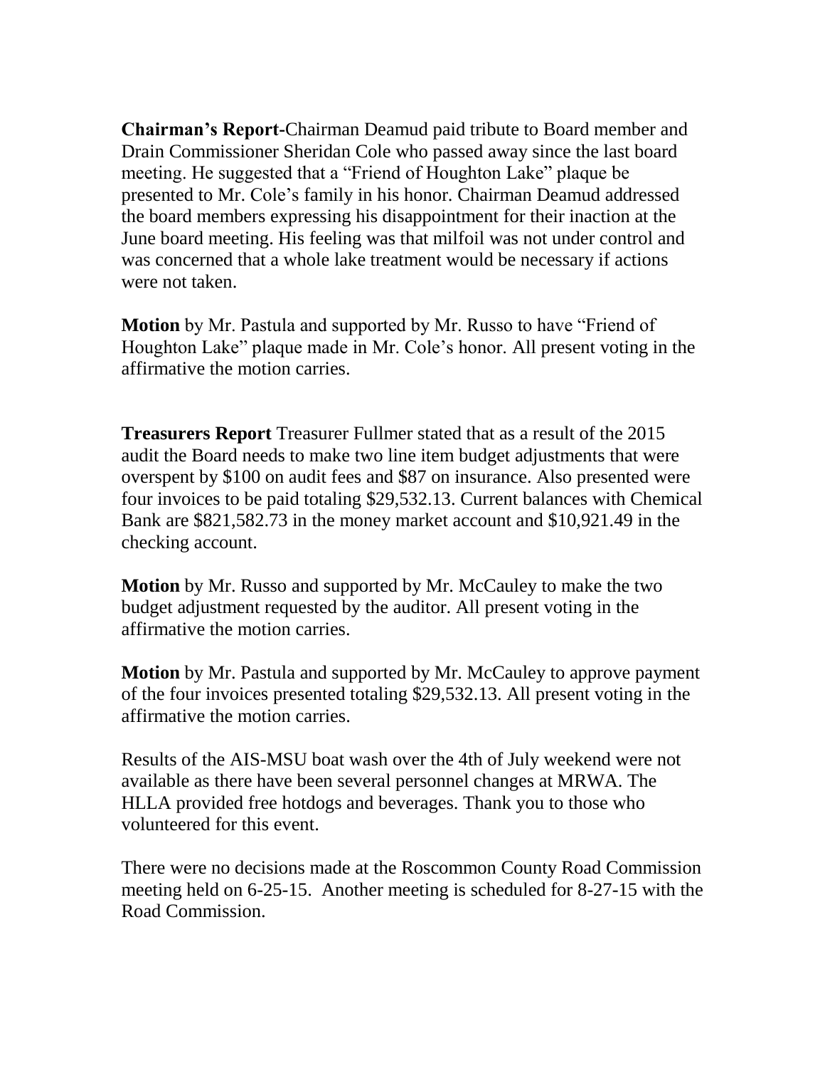**Chairman's Report**-Chairman Deamud paid tribute to Board member and Drain Commissioner Sheridan Cole who passed away since the last board meeting. He suggested that a "Friend of Houghton Lake" plaque be presented to Mr. Cole's family in his honor. Chairman Deamud addressed the board members expressing his disappointment for their inaction at the June board meeting. His feeling was that milfoil was not under control and was concerned that a whole lake treatment would be necessary if actions were not taken.

**Motion** by Mr. Pastula and supported by Mr. Russo to have "Friend of Houghton Lake" plaque made in Mr. Cole's honor. All present voting in the affirmative the motion carries.

**Treasurers Report** Treasurer Fullmer stated that as a result of the 2015 audit the Board needs to make two line item budget adjustments that were overspent by $100 on audit fees and $87 on insurance. Also presented were four invoices to be paid totaling $29,532.13. Current balances with Chemical Bank are $821,582.73 in the money market account and $10,921.49 in the checking account.

**Motion** by Mr. Russo and supported by Mr. McCauley to make the two budget adjustment requested by the auditor. All present voting in the affirmative the motion carries.

**Motion** by Mr. Pastula and supported by Mr. McCauley to approve payment of the four invoices presented totaling $29,532.13. All present voting in the affirmative the motion carries.

Results of the AIS-MSU boat wash over the 4th of July weekend were not available as there have been several personnel changes at MRWA. The HLLA provided free hotdogs and beverages. Thank you to those who volunteered for this event.

There were no decisions made at the Roscommon County Road Commission meeting held on 6-25-15. Another meeting is scheduled for 8-27-15 with the Road Commission.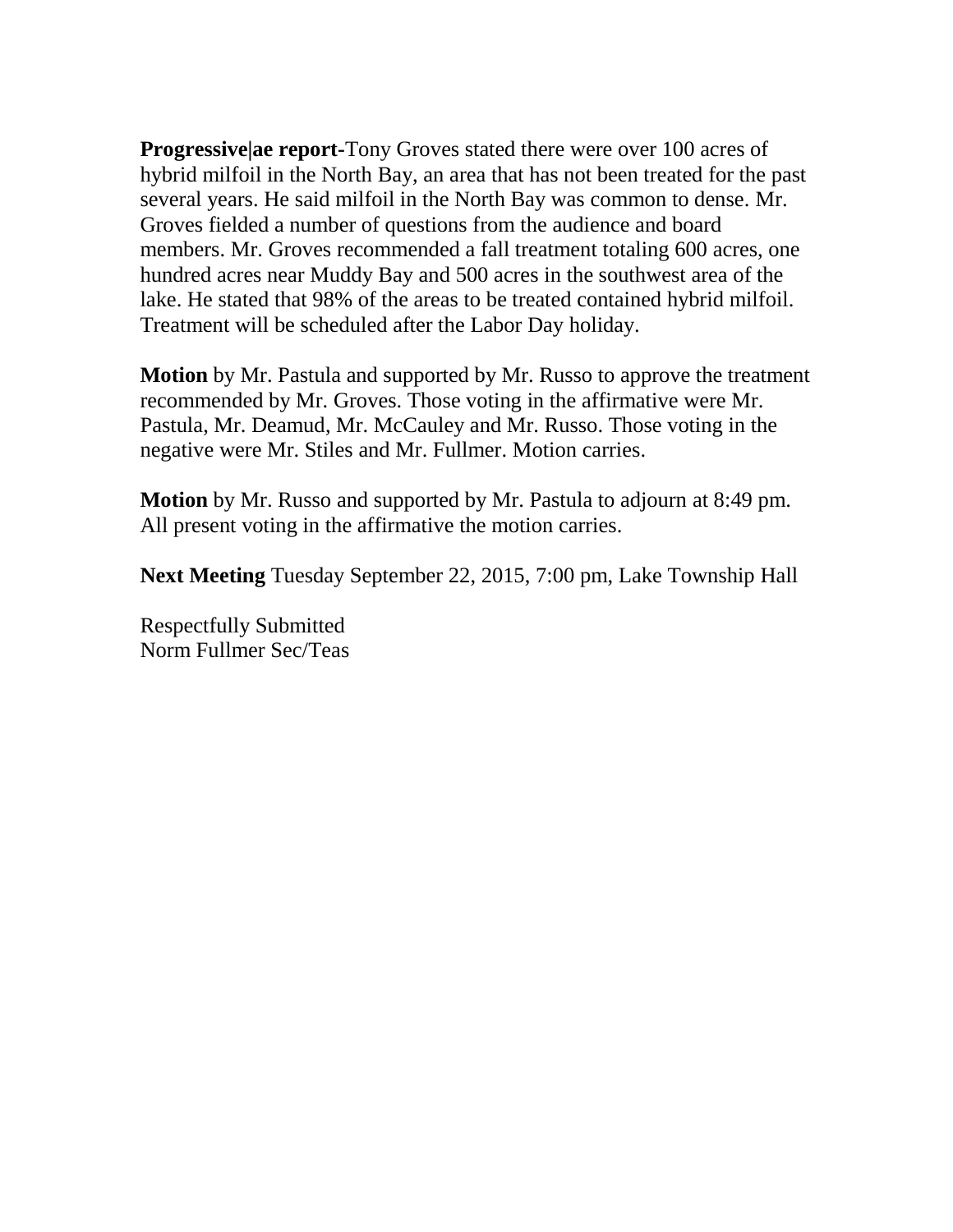**Progressive|ae report**-Tony Groves stated there were over 100 acres of hybrid milfoil in the North Bay, an area that has not been treated for the past several years. He said milfoil in the North Bay was common to dense. Mr. Groves fielded a number of questions from the audience and board members. Mr. Groves recommended a fall treatment totaling 600 acres, one hundred acres near Muddy Bay and 500 acres in the southwest area of the lake. He stated that 98% of the areas to be treated contained hybrid milfoil. Treatment will be scheduled after the Labor Day holiday.

**Motion** by Mr. Pastula and supported by Mr. Russo to approve the treatment recommended by Mr. Groves. Those voting in the affirmative were Mr. Pastula, Mr. Deamud, Mr. McCauley and Mr. Russo. Those voting in the negative were Mr. Stiles and Mr. Fullmer. Motion carries.

**Motion** by Mr. Russo and supported by Mr. Pastula to adjourn at 8:49 pm. All present voting in the affirmative the motion carries.

**Next Meeting** Tuesday September 22, 2015, 7:00 pm, Lake Township Hall

Respectfully Submitted
Norm Fullmer Sec/Teas